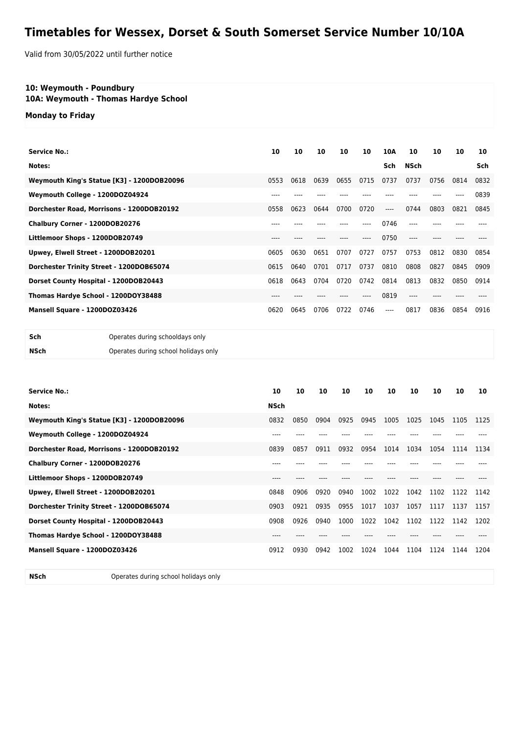# Timetables for Wessex, Dorset & South Somerset Service Number 10/10A

Valid from 30/05/2022 until further notice

**10: Weymouth - Poundbury**
**10A: Weymouth - Thomas Hardye School**

**Monday to Friday**

| Service No.: | 10 | 10 | 10 | 10 | 10 | 10A | 10 | 10 | 10 | 10 |
|---|---|---|---|---|---|---|---|---|---|---|
| Notes: | | | | | | Sch | NSch | | | Sch |
| Weymouth King's Statue [K3] - 1200DOB20096 | 0553 | 0618 | 0639 | 0655 | 0715 | 0737 | 0737 | 0756 | 0814 | 0832 |
| Weymouth College - 1200DOZ04924 | ---- | ---- | ---- | ---- | ---- | ---- | ---- | ---- | ---- | 0839 |
| Dorchester Road, Morrisons - 1200DOB20192 | 0558 | 0623 | 0644 | 0700 | 0720 | ---- | 0744 | 0803 | 0821 | 0845 |
| Chalbury Corner - 1200DOB20276 | ---- | ---- | ---- | ---- | ---- | 0746 | ---- | ---- | ---- | ---- |
| Littlemoor Shops - 1200DOB20749 | ---- | ---- | ---- | ---- | ---- | 0750 | ---- | ---- | ---- | ---- |
| Upwey, Elwell Street - 1200DOB20201 | 0605 | 0630 | 0651 | 0707 | 0727 | 0757 | 0753 | 0812 | 0830 | 0854 |
| Dorchester Trinity Street - 1200DOB65074 | 0615 | 0640 | 0701 | 0717 | 0737 | 0810 | 0808 | 0827 | 0845 | 0909 |
| Dorset County Hospital - 1200DOB20443 | 0618 | 0643 | 0704 | 0720 | 0742 | 0814 | 0813 | 0832 | 0850 | 0914 |
| Thomas Hardye School - 1200DOY38488 | ---- | ---- | ---- | ---- | ---- | 0819 | ---- | ---- | ---- | ---- |
| Mansell Square - 1200DOZ03426 | 0620 | 0645 | 0706 | 0722 | 0746 | ---- | 0817 | 0836 | 0854 | 0916 |

| | |
|---|---|
| **Sch** | Operates during schooldays only |
| **NSch** | Operates during school holidays only |

| Service No.: | 10 | 10 | 10 | 10 | 10 | 10 | 10 | 10 | 10 | 10 |
|---|---|---|---|---|---|---|---|---|---|---|
| Notes: | NSch | | | | | | | | | |
| Weymouth King's Statue [K3] - 1200DOB20096 | 0832 | 0850 | 0904 | 0925 | 0945 | 1005 | 1025 | 1045 | 1105 | 1125 |
| Weymouth College - 1200DOZ04924 | ---- | ---- | ---- | ---- | ---- | ---- | ---- | ---- | ---- | ---- |
| Dorchester Road, Morrisons - 1200DOB20192 | 0839 | 0857 | 0911 | 0932 | 0954 | 1014 | 1034 | 1054 | 1114 | 1134 |
| Chalbury Corner - 1200DOB20276 | ---- | ---- | ---- | ---- | ---- | ---- | ---- | ---- | ---- | ---- |
| Littlemoor Shops - 1200DOB20749 | ---- | ---- | ---- | ---- | ---- | ---- | ---- | ---- | ---- | ---- |
| Upwey, Elwell Street - 1200DOB20201 | 0848 | 0906 | 0920 | 0940 | 1002 | 1022 | 1042 | 1102 | 1122 | 1142 |
| Dorchester Trinity Street - 1200DOB65074 | 0903 | 0921 | 0935 | 0955 | 1017 | 1037 | 1057 | 1117 | 1137 | 1157 |
| Dorset County Hospital - 1200DOB20443 | 0908 | 0926 | 0940 | 1000 | 1022 | 1042 | 1102 | 1122 | 1142 | 1202 |
| Thomas Hardye School - 1200DOY38488 | ---- | ---- | ---- | ---- | ---- | ---- | ---- | ---- | ---- | ---- |
| Mansell Square - 1200DOZ03426 | 0912 | 0930 | 0942 | 1002 | 1024 | 1044 | 1104 | 1124 | 1144 | 1204 |

| | |
|---|---|
| **NSch** | Operates during school holidays only |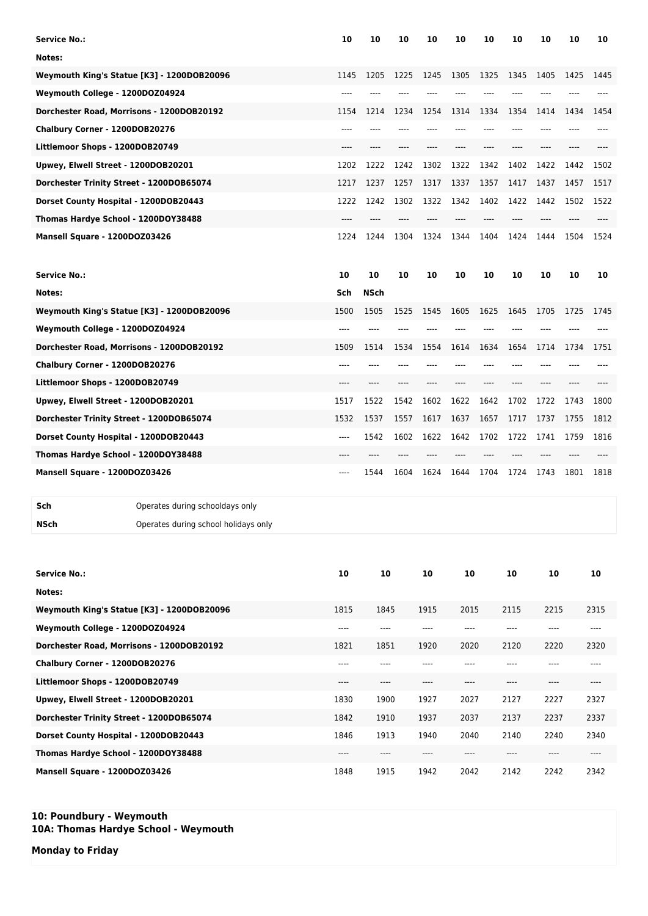| Service No.: | 10 | 10 | 10 | 10 | 10 | 10 | 10 | 10 | 10 | 10 |
|---|---|---|---|---|---|---|---|---|---|---|
| Notes: | | | | | | | | | | |
| Weymouth King's Statue [K3] - 1200DOB20096 | 1145 | 1205 | 1225 | 1245 | 1305 | 1325 | 1345 | 1405 | 1425 | 1445 |
| Weymouth College - 1200DOZ04924 | ---- | ---- | ---- | ---- | ---- | ---- | ---- | ---- | ---- | ---- |
| Dorchester Road, Morrisons - 1200DOB20192 | 1154 | 1214 | 1234 | 1254 | 1314 | 1334 | 1354 | 1414 | 1434 | 1454 |
| Chalbury Corner - 1200DOB20276 | ---- | ---- | ---- | ---- | ---- | ---- | ---- | ---- | ---- | ---- |
| Littlemoor Shops - 1200DOB20749 | ---- | ---- | ---- | ---- | ---- | ---- | ---- | ---- | ---- | ---- |
| Upwey, Elwell Street - 1200DOB20201 | 1202 | 1222 | 1242 | 1302 | 1322 | 1342 | 1402 | 1422 | 1442 | 1502 |
| Dorchester Trinity Street - 1200DOB65074 | 1217 | 1237 | 1257 | 1317 | 1337 | 1357 | 1417 | 1437 | 1457 | 1517 |
| Dorset County Hospital - 1200DOB20443 | 1222 | 1242 | 1302 | 1322 | 1342 | 1402 | 1422 | 1442 | 1502 | 1522 |
| Thomas Hardye School - 1200DOY38488 | ---- | ---- | ---- | ---- | ---- | ---- | ---- | ---- | ---- | ---- |
| Mansell Square - 1200DOZ03426 | 1224 | 1244 | 1304 | 1324 | 1344 | 1404 | 1424 | 1444 | 1504 | 1524 |

| Service No.: | 10 | 10 | 10 | 10 | 10 | 10 | 10 | 10 | 10 | 10 |
|---|---|---|---|---|---|---|---|---|---|---|
| Notes: | Sch | NSch | | | | | | | | |
| Weymouth King's Statue [K3] - 1200DOB20096 | 1500 | 1505 | 1525 | 1545 | 1605 | 1625 | 1645 | 1705 | 1725 | 1745 |
| Weymouth College - 1200DOZ04924 | ---- | ---- | ---- | ---- | ---- | ---- | ---- | ---- | ---- | ---- |
| Dorchester Road, Morrisons - 1200DOB20192 | 1509 | 1514 | 1534 | 1554 | 1614 | 1634 | 1654 | 1714 | 1734 | 1751 |
| Chalbury Corner - 1200DOB20276 | ---- | ---- | ---- | ---- | ---- | ---- | ---- | ---- | ---- | ---- |
| Littlemoor Shops - 1200DOB20749 | ---- | ---- | ---- | ---- | ---- | ---- | ---- | ---- | ---- | ---- |
| Upwey, Elwell Street - 1200DOB20201 | 1517 | 1522 | 1542 | 1602 | 1622 | 1642 | 1702 | 1722 | 1743 | 1800 |
| Dorchester Trinity Street - 1200DOB65074 | 1532 | 1537 | 1557 | 1617 | 1637 | 1657 | 1717 | 1737 | 1755 | 1812 |
| Dorset County Hospital - 1200DOB20443 | ---- | 1542 | 1602 | 1622 | 1642 | 1702 | 1722 | 1741 | 1759 | 1816 |
| Thomas Hardye School - 1200DOY38488 | ---- | ---- | ---- | ---- | ---- | ---- | ---- | ---- | ---- | ---- |
| Mansell Square - 1200DOZ03426 | ---- | 1544 | 1604 | 1624 | 1644 | 1704 | 1724 | 1743 | 1801 | 1818 |

| | |
|---|---|
| **Sch** | Operates during schooldays only |
| **NSch** | Operates during school holidays only |

| Service No.: | 10 | 10 | 10 | 10 | 10 | 10 | 10 |
|---|---|---|---|---|---|---|---|
| Notes: | | | | | | | |
| Weymouth King's Statue [K3] - 1200DOB20096 | 1815 | 1845 | 1915 | 2015 | 2115 | 2215 | 2315 |
| Weymouth College - 1200DOZ04924 | ---- | ---- | ---- | ---- | ---- | ---- | ---- |
| Dorchester Road, Morrisons - 1200DOB20192 | 1821 | 1851 | 1920 | 2020 | 2120 | 2220 | 2320 |
| Chalbury Corner - 1200DOB20276 | ---- | ---- | ---- | ---- | ---- | ---- | ---- |
| Littlemoor Shops - 1200DOB20749 | ---- | ---- | ---- | ---- | ---- | ---- | ---- |
| Upwey, Elwell Street - 1200DOB20201 | 1830 | 1900 | 1927 | 2027 | 2127 | 2227 | 2327 |
| Dorchester Trinity Street - 1200DOB65074 | 1842 | 1910 | 1937 | 2037 | 2137 | 2237 | 2337 |
| Dorset County Hospital - 1200DOB20443 | 1846 | 1913 | 1940 | 2040 | 2140 | 2240 | 2340 |
| Thomas Hardye School - 1200DOY38488 | ---- | ---- | ---- | ---- | ---- | ---- | ---- |
| Mansell Square - 1200DOZ03426 | 1848 | 1915 | 1942 | 2042 | 2142 | 2242 | 2342 |

**10: Poundbury - Weymouth**
**10A: Thomas Hardye School - Weymouth**

**Monday to Friday**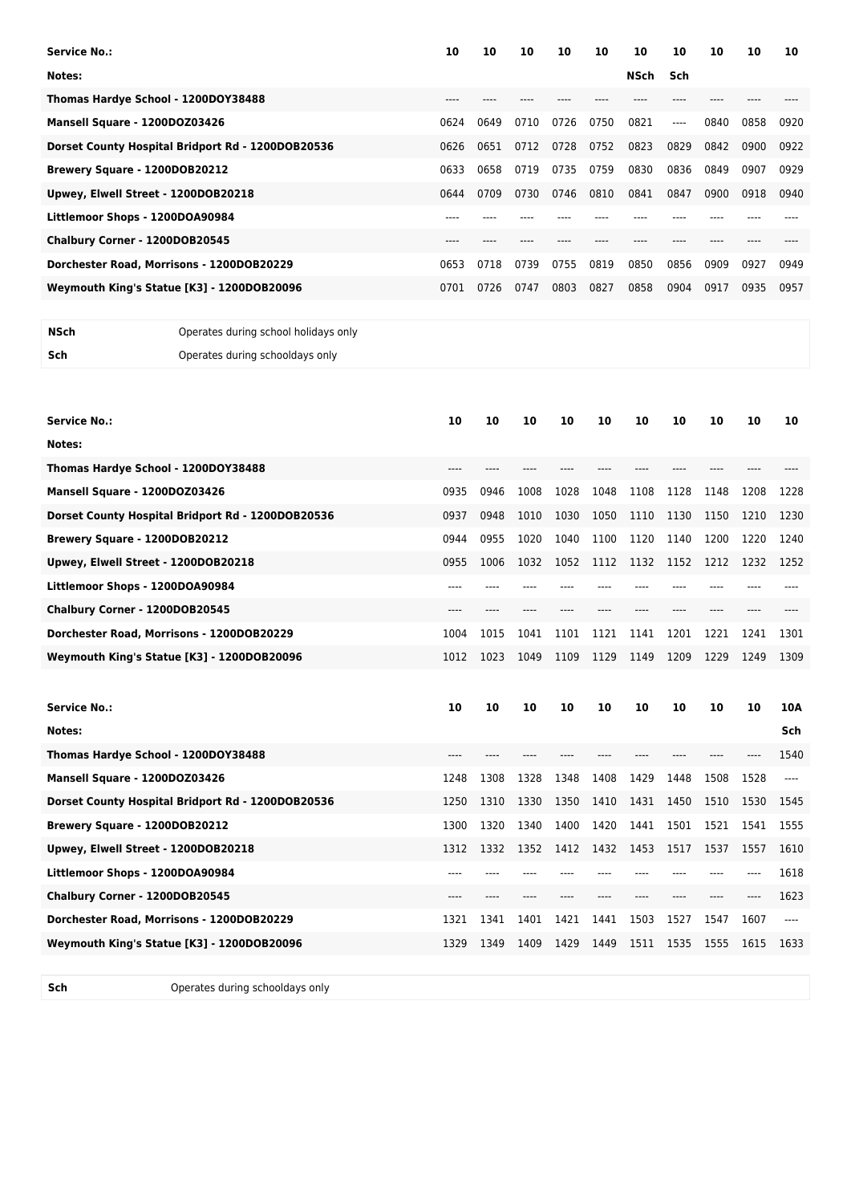| Service No.: | 10 | 10 | 10 | 10 | 10 | 10 | 10 | 10 | 10 | 10 |
|---|---|---|---|---|---|---|---|---|---|---|
| Notes: | | | | | | NSch | Sch | | | |
| Thomas Hardye School - 1200DOY38488 | ---- | ---- | ---- | ---- | ---- | ---- | ---- | ---- | ---- | ---- |
| Mansell Square - 1200DOZ03426 | 0624 | 0649 | 0710 | 0726 | 0750 | 0821 | ---- | 0840 | 0858 | 0920 |
| Dorset County Hospital Bridport Rd - 1200DOB20536 | 0626 | 0651 | 0712 | 0728 | 0752 | 0823 | 0829 | 0842 | 0900 | 0922 |
| Brewery Square - 1200DOB20212 | 0633 | 0658 | 0719 | 0735 | 0759 | 0830 | 0836 | 0849 | 0907 | 0929 |
| Upwey, Elwell Street - 1200DOB20218 | 0644 | 0709 | 0730 | 0746 | 0810 | 0841 | 0847 | 0900 | 0918 | 0940 |
| Littlemoor Shops - 1200DOA90984 | ---- | ---- | ---- | ---- | ---- | ---- | ---- | ---- | ---- | ---- |
| Chalbury Corner - 1200DOB20545 | ---- | ---- | ---- | ---- | ---- | ---- | ---- | ---- | ---- | ---- |
| Dorchester Road, Morrisons - 1200DOB20229 | 0653 | 0718 | 0739 | 0755 | 0819 | 0850 | 0856 | 0909 | 0927 | 0949 |
| Weymouth King's Statue [K3] - 1200DOB20096 | 0701 | 0726 | 0747 | 0803 | 0827 | 0858 | 0904 | 0917 | 0935 | 0957 |

| | |
|---|---|
| NSch | Operates during school holidays only |
| Sch | Operates during schooldays only |

| Service No.: | 10 | 10 | 10 | 10 | 10 | 10 | 10 | 10 | 10 | 10 |
|---|---|---|---|---|---|---|---|---|---|---|
| Notes: | | | | | | | | | | |
| Thomas Hardye School - 1200DOY38488 | ---- | ---- | ---- | ---- | ---- | ---- | ---- | ---- | ---- | ---- |
| Mansell Square - 1200DOZ03426 | 0935 | 0946 | 1008 | 1028 | 1048 | 1108 | 1128 | 1148 | 1208 | 1228 |
| Dorset County Hospital Bridport Rd - 1200DOB20536 | 0937 | 0948 | 1010 | 1030 | 1050 | 1110 | 1130 | 1150 | 1210 | 1230 |
| Brewery Square - 1200DOB20212 | 0944 | 0955 | 1020 | 1040 | 1100 | 1120 | 1140 | 1200 | 1220 | 1240 |
| Upwey, Elwell Street - 1200DOB20218 | 0955 | 1006 | 1032 | 1052 | 1112 | 1132 | 1152 | 1212 | 1232 | 1252 |
| Littlemoor Shops - 1200DOA90984 | ---- | ---- | ---- | ---- | ---- | ---- | ---- | ---- | ---- | ---- |
| Chalbury Corner - 1200DOB20545 | ---- | ---- | ---- | ---- | ---- | ---- | ---- | ---- | ---- | ---- |
| Dorchester Road, Morrisons - 1200DOB20229 | 1004 | 1015 | 1041 | 1101 | 1121 | 1141 | 1201 | 1221 | 1241 | 1301 |
| Weymouth King's Statue [K3] - 1200DOB20096 | 1012 | 1023 | 1049 | 1109 | 1129 | 1149 | 1209 | 1229 | 1249 | 1309 |

| Service No.: | 10 | 10 | 10 | 10 | 10 | 10 | 10 | 10 | 10 | 10A |
|---|---|---|---|---|---|---|---|---|---|---|
| Notes: | | | | | | | | | | Sch |
| Thomas Hardye School - 1200DOY38488 | ---- | ---- | ---- | ---- | ---- | ---- | ---- | ---- | ---- | 1540 |
| Mansell Square - 1200DOZ03426 | 1248 | 1308 | 1328 | 1348 | 1408 | 1429 | 1448 | 1508 | 1528 | ---- |
| Dorset County Hospital Bridport Rd - 1200DOB20536 | 1250 | 1310 | 1330 | 1350 | 1410 | 1431 | 1450 | 1510 | 1530 | 1545 |
| Brewery Square - 1200DOB20212 | 1300 | 1320 | 1340 | 1400 | 1420 | 1441 | 1501 | 1521 | 1541 | 1555 |
| Upwey, Elwell Street - 1200DOB20218 | 1312 | 1332 | 1352 | 1412 | 1432 | 1453 | 1517 | 1537 | 1557 | 1610 |
| Littlemoor Shops - 1200DOA90984 | ---- | ---- | ---- | ---- | ---- | ---- | ---- | ---- | ---- | 1618 |
| Chalbury Corner - 1200DOB20545 | ---- | ---- | ---- | ---- | ---- | ---- | ---- | ---- | ---- | 1623 |
| Dorchester Road, Morrisons - 1200DOB20229 | 1321 | 1341 | 1401 | 1421 | 1441 | 1503 | 1527 | 1547 | 1607 | ---- |
| Weymouth King's Statue [K3] - 1200DOB20096 | 1329 | 1349 | 1409 | 1429 | 1449 | 1511 | 1535 | 1555 | 1615 | 1633 |

| | |
|---|---|
| Sch | Operates during schooldays only |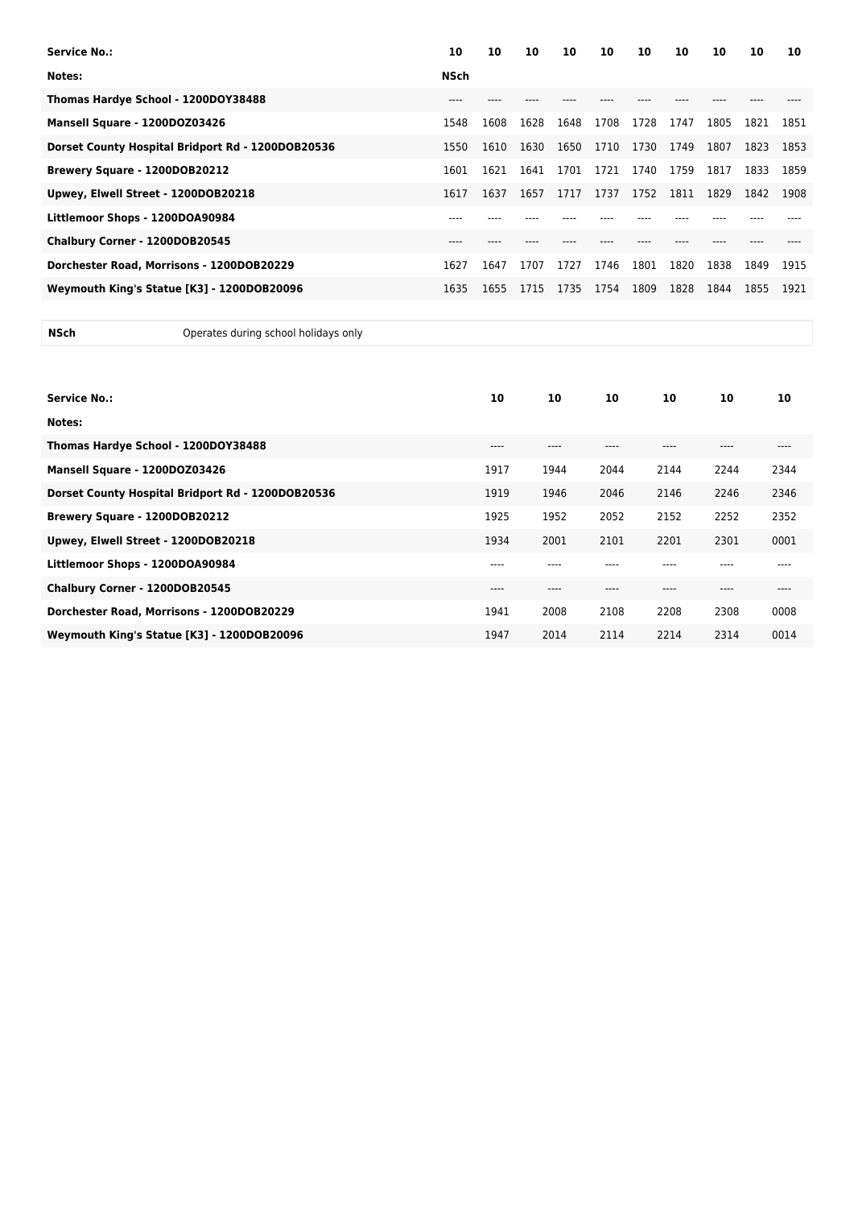| Service No.: | 10 | 10 | 10 | 10 | 10 | 10 | 10 | 10 | 10 | 10 |
|---|---|---|---|---|---|---|---|---|---|---|
| Notes: | NSch | | | | | | | | | |
| Thomas Hardye School - 1200DOY38488 | ---- | ---- | ---- | ---- | ---- | ---- | ---- | ---- | ---- | ---- |
| Mansell Square - 1200DOZ03426 | 1548 | 1608 | 1628 | 1648 | 1708 | 1728 | 1747 | 1805 | 1821 | 1851 |
| Dorset County Hospital Bridport Rd - 1200DOB20536 | 1550 | 1610 | 1630 | 1650 | 1710 | 1730 | 1749 | 1807 | 1823 | 1853 |
| Brewery Square - 1200DOB20212 | 1601 | 1621 | 1641 | 1701 | 1721 | 1740 | 1759 | 1817 | 1833 | 1859 |
| Upwey, Elwell Street - 1200DOB20218 | 1617 | 1637 | 1657 | 1717 | 1737 | 1752 | 1811 | 1829 | 1842 | 1908 |
| Littlemoor Shops - 1200DOA90984 | ---- | ---- | ---- | ---- | ---- | ---- | ---- | ---- | ---- | ---- |
| Chalbury Corner - 1200DOB20545 | ---- | ---- | ---- | ---- | ---- | ---- | ---- | ---- | ---- | ---- |
| Dorchester Road, Morrisons - 1200DOB20229 | 1627 | 1647 | 1707 | 1727 | 1746 | 1801 | 1820 | 1838 | 1849 | 1915 |
| Weymouth King's Statue [K3] - 1200DOB20096 | 1635 | 1655 | 1715 | 1735 | 1754 | 1809 | 1828 | 1844 | 1855 | 1921 |

| | |
|---|---|
| NSch | Operates during school holidays only |

| Service No.: | 10 | 10 | 10 | 10 | 10 | 10 |
|---|---|---|---|---|---|---|
| Notes: | | | | | | |
| Thomas Hardye School - 1200DOY38488 | ---- | ---- | ---- | ---- | ---- | ---- |
| Mansell Square - 1200DOZ03426 | 1917 | 1944 | 2044 | 2144 | 2244 | 2344 |
| Dorset County Hospital Bridport Rd - 1200DOB20536 | 1919 | 1946 | 2046 | 2146 | 2246 | 2346 |
| Brewery Square - 1200DOB20212 | 1925 | 1952 | 2052 | 2152 | 2252 | 2352 |
| Upwey, Elwell Street - 1200DOB20218 | 1934 | 2001 | 2101 | 2201 | 2301 | 0001 |
| Littlemoor Shops - 1200DOA90984 | ---- | ---- | ---- | ---- | ---- | ---- |
| Chalbury Corner - 1200DOB20545 | ---- | ---- | ---- | ---- | ---- | ---- |
| Dorchester Road, Morrisons - 1200DOB20229 | 1941 | 2008 | 2108 | 2208 | 2308 | 0008 |
| Weymouth King's Statue [K3] - 1200DOB20096 | 1947 | 2014 | 2114 | 2214 | 2314 | 0014 |